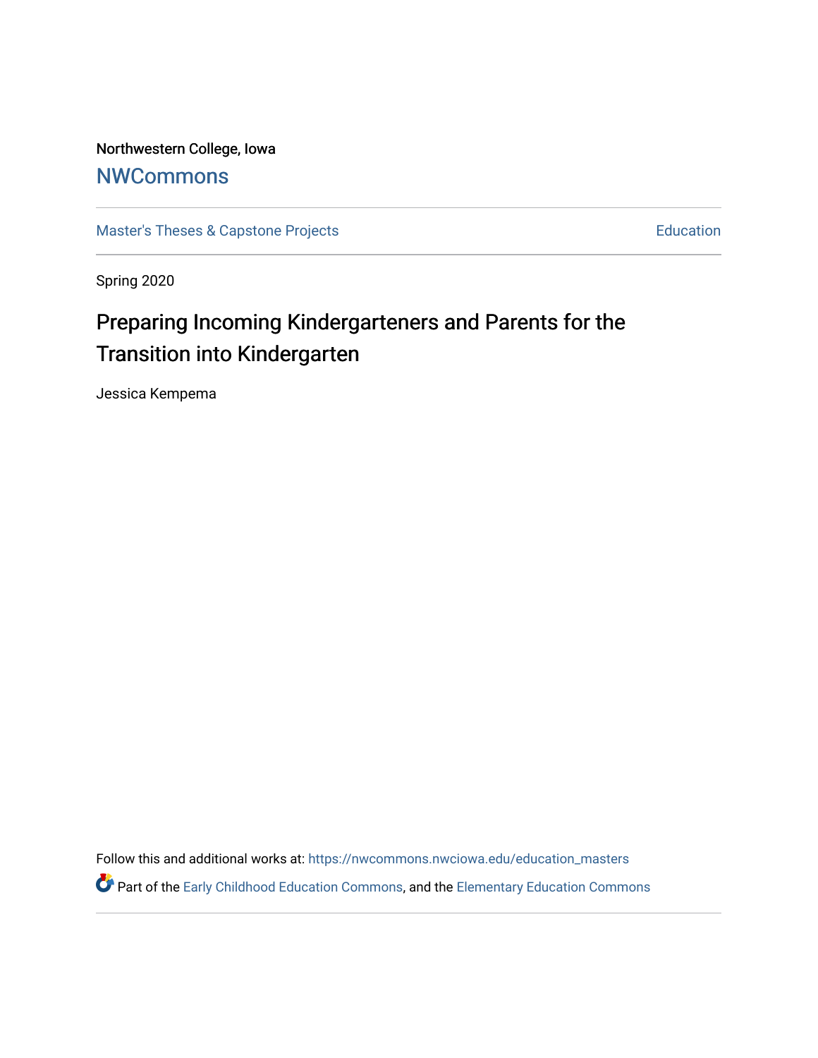Northwestern College, Iowa

## NWCommons

Master's Theses & Capstone Projects

Education

Spring 2020

# Preparing Incoming Kindergarteners and Parents for the Transition into Kindergarten

Jessica Kempema

Follow this and additional works at: https://nwcommons.nwciowa.edu/education_masters

Part of the Early Childhood Education Commons, and the Elementary Education Commons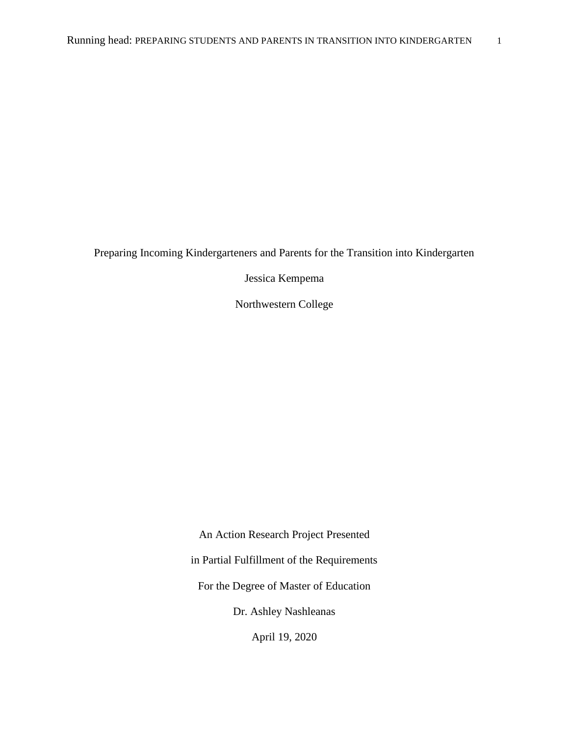Preparing Incoming Kindergarteners and Parents for the Transition into Kindergarten

Jessica Kempema

Northwestern College

An Action Research Project Presented

in Partial Fulfillment of the Requirements

For the Degree of Master of Education

Dr. Ashley Nashleanas

April 19, 2020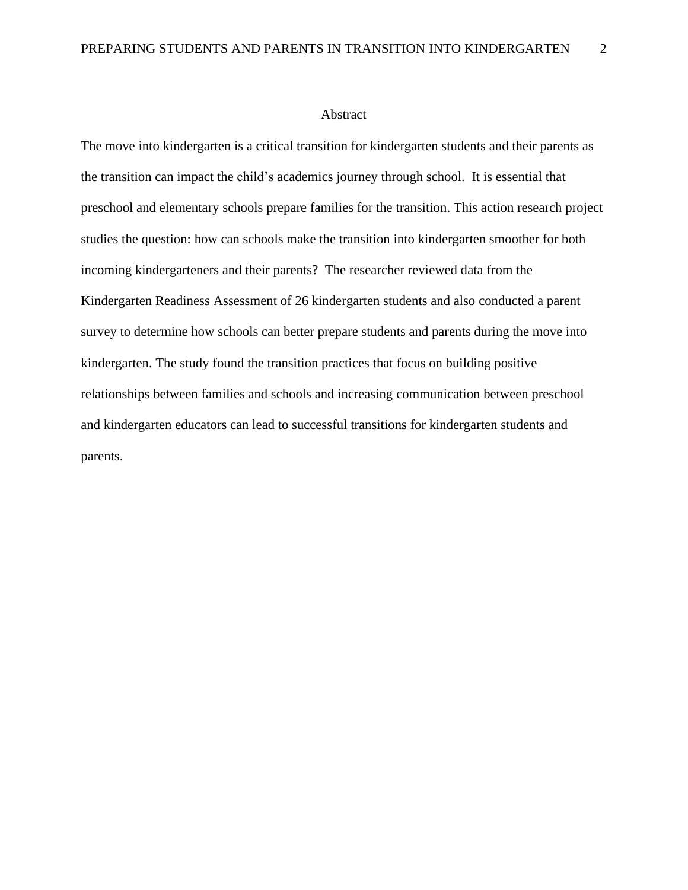# Abstract

The move into kindergarten is a critical transition for kindergarten students and their parents as the transition can impact the child's academics journey through school. It is essential that preschool and elementary schools prepare families for the transition. This action research project studies the question: how can schools make the transition into kindergarten smoother for both incoming kindergarteners and their parents? The researcher reviewed data from the Kindergarten Readiness Assessment of 26 kindergarten students and also conducted a parent survey to determine how schools can better prepare students and parents during the move into kindergarten. The study found the transition practices that focus on building positive relationships between families and schools and increasing communication between preschool and kindergarten educators can lead to successful transitions for kindergarten students and parents.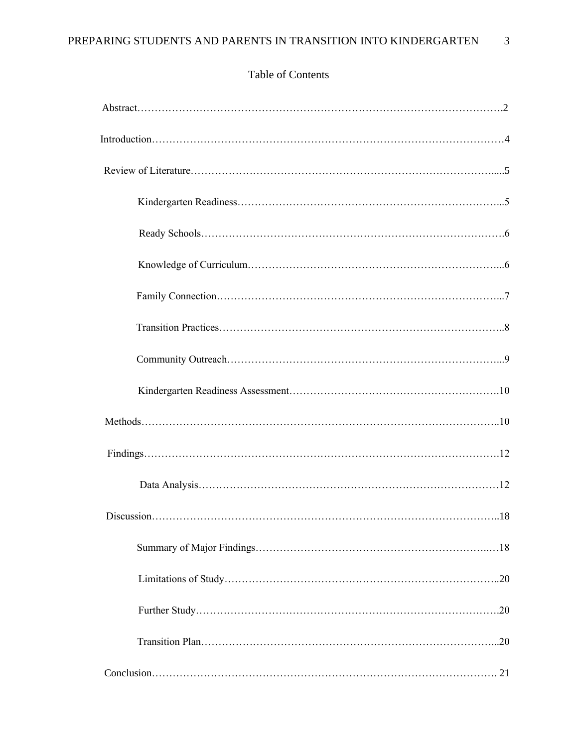Table of Contents

Abstract……………………………………………………………………………………………….2

Introduction……………………………………………………………………………………………4

Review of Literature……………………………………………………………………………….....5

Kindergarten Readiness………………………………………………………………………...5

Ready Schools……………………………………………………………………………….6

Knowledge of Curriculum……………………………………………………………………...6

Family Connection……………………………………………………………………….....7

Transition Practices………………………………………………………………………..8

Community Outreach……………………………………………………………………...9

Kindergarten Readiness Assessment…………………………………………………….10

Methods……………………………………………………………………………………………..10

Findings……………………………………………………………………………………….12

Data Analysis……………………………………………………………………………12

Discussion……………………………………………………………………………………..18

Summary of Major Findings…………………………………………………………..…18

Limitations of Study………………………………………………………………………..20

Further Study……………………………………………………………………………….20

Transition Plan……………………………………………………………………………...20

Conclusion……………………………………………………………………………………. 21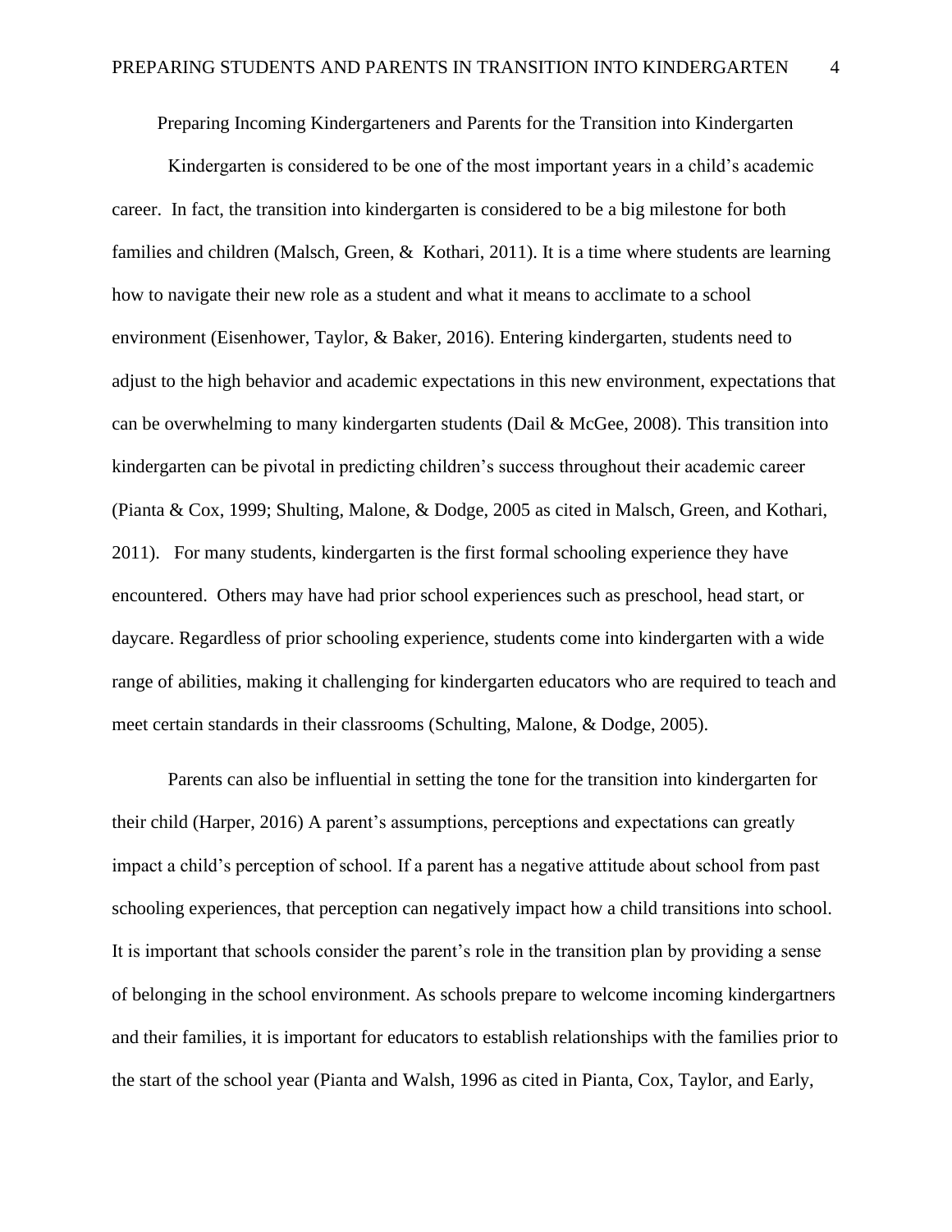Preparing Incoming Kindergarteners and Parents for the Transition into Kindergarten

Kindergarten is considered to be one of the most important years in a child's academic career. In fact, the transition into kindergarten is considered to be a big milestone for both families and children (Malsch, Green, & Kothari, 2011). It is a time where students are learning how to navigate their new role as a student and what it means to acclimate to a school environment (Eisenhower, Taylor, & Baker, 2016). Entering kindergarten, students need to adjust to the high behavior and academic expectations in this new environment, expectations that can be overwhelming to many kindergarten students (Dail & McGee, 2008). This transition into kindergarten can be pivotal in predicting children's success throughout their academic career (Pianta & Cox, 1999; Shulting, Malone, & Dodge, 2005 as cited in Malsch, Green, and Kothari, 2011). For many students, kindergarten is the first formal schooling experience they have encountered. Others may have had prior school experiences such as preschool, head start, or daycare. Regardless of prior schooling experience, students come into kindergarten with a wide range of abilities, making it challenging for kindergarten educators who are required to teach and meet certain standards in their classrooms (Schulting, Malone, & Dodge, 2005).

Parents can also be influential in setting the tone for the transition into kindergarten for their child (Harper, 2016) A parent's assumptions, perceptions and expectations can greatly impact a child's perception of school. If a parent has a negative attitude about school from past schooling experiences, that perception can negatively impact how a child transitions into school. It is important that schools consider the parent's role in the transition plan by providing a sense of belonging in the school environment. As schools prepare to welcome incoming kindergartners and their families, it is important for educators to establish relationships with the families prior to the start of the school year (Pianta and Walsh, 1996 as cited in Pianta, Cox, Taylor, and Early,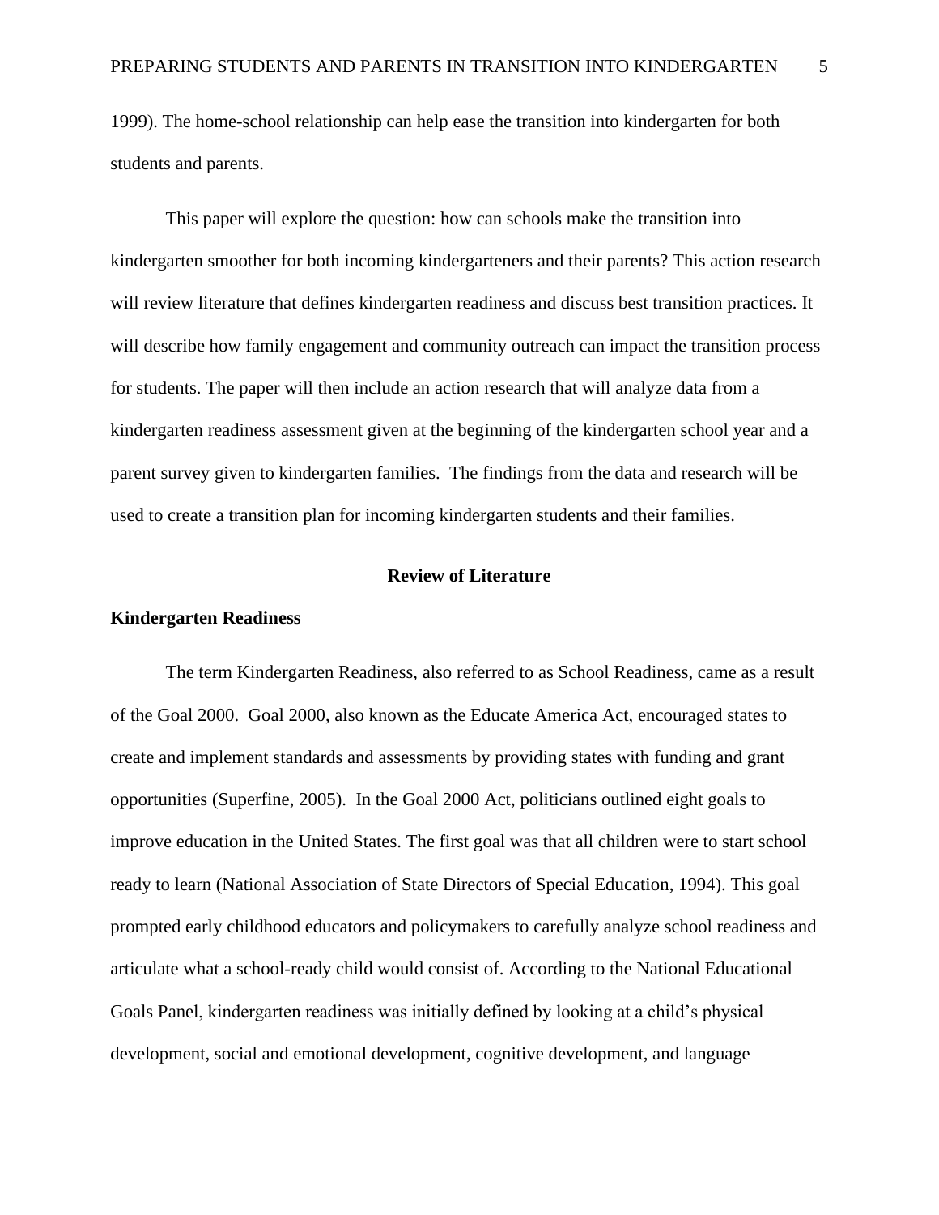1999). The home-school relationship can help ease the transition into kindergarten for both students and parents.

This paper will explore the question: how can schools make the transition into kindergarten smoother for both incoming kindergarteners and their parents? This action research will review literature that defines kindergarten readiness and discuss best transition practices. It will describe how family engagement and community outreach can impact the transition process for students. The paper will then include an action research that will analyze data from a kindergarten readiness assessment given at the beginning of the kindergarten school year and a parent survey given to kindergarten families.  The findings from the data and research will be used to create a transition plan for incoming kindergarten students and their families.

## Review of Literature

### Kindergarten Readiness

The term Kindergarten Readiness, also referred to as School Readiness, came as a result of the Goal 2000.  Goal 2000, also known as the Educate America Act, encouraged states to create and implement standards and assessments by providing states with funding and grant opportunities (Superfine, 2005).  In the Goal 2000 Act, politicians outlined eight goals to improve education in the United States. The first goal was that all children were to start school ready to learn (National Association of State Directors of Special Education, 1994). This goal prompted early childhood educators and policymakers to carefully analyze school readiness and articulate what a school-ready child would consist of. According to the National Educational Goals Panel, kindergarten readiness was initially defined by looking at a child's physical development, social and emotional development, cognitive development, and language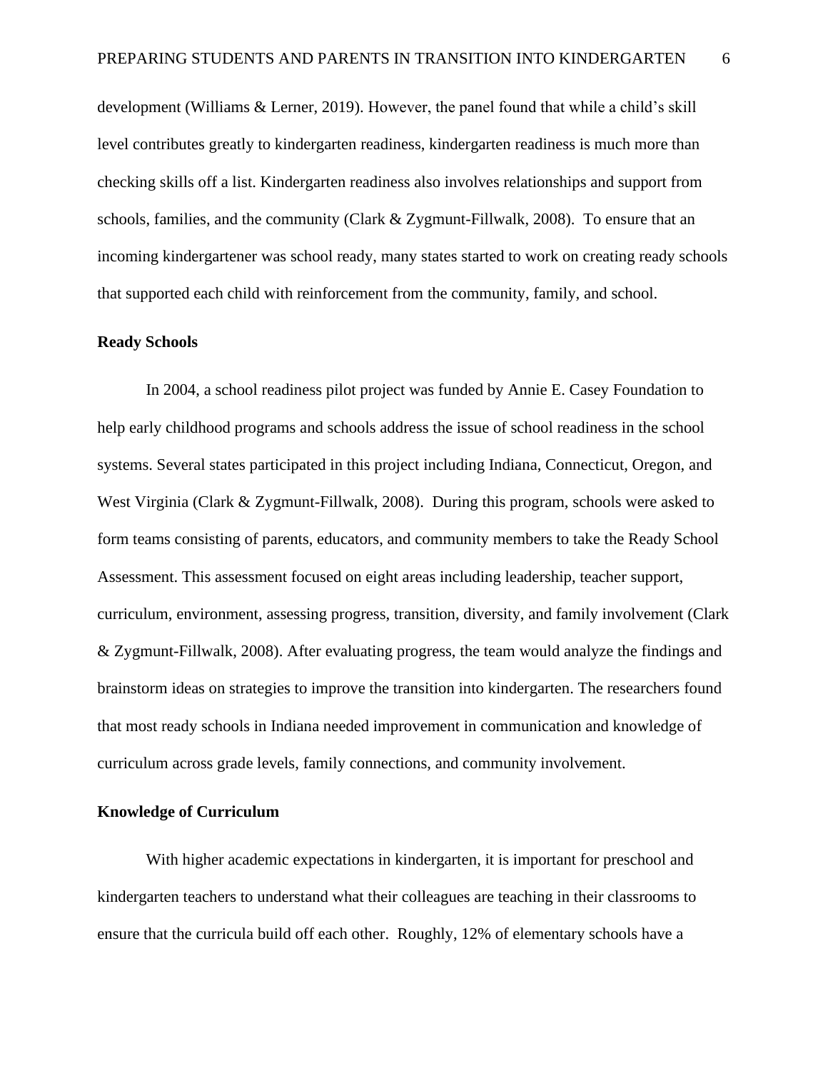development (Williams & Lerner, 2019). However, the panel found that while a child's skill level contributes greatly to kindergarten readiness, kindergarten readiness is much more than checking skills off a list. Kindergarten readiness also involves relationships and support from schools, families, and the community (Clark & Zygmunt-Fillwalk, 2008). To ensure that an incoming kindergartener was school ready, many states started to work on creating ready schools that supported each child with reinforcement from the community, family, and school.

**Ready Schools**

In 2004, a school readiness pilot project was funded by Annie E. Casey Foundation to help early childhood programs and schools address the issue of school readiness in the school systems. Several states participated in this project including Indiana, Connecticut, Oregon, and West Virginia (Clark & Zygmunt-Fillwalk, 2008). During this program, schools were asked to form teams consisting of parents, educators, and community members to take the Ready School Assessment. This assessment focused on eight areas including leadership, teacher support, curriculum, environment, assessing progress, transition, diversity, and family involvement (Clark & Zygmunt-Fillwalk, 2008). After evaluating progress, the team would analyze the findings and brainstorm ideas on strategies to improve the transition into kindergarten. The researchers found that most ready schools in Indiana needed improvement in communication and knowledge of curriculum across grade levels, family connections, and community involvement.

**Knowledge of Curriculum**

With higher academic expectations in kindergarten, it is important for preschool and kindergarten teachers to understand what their colleagues are teaching in their classrooms to ensure that the curricula build off each other. Roughly, 12% of elementary schools have a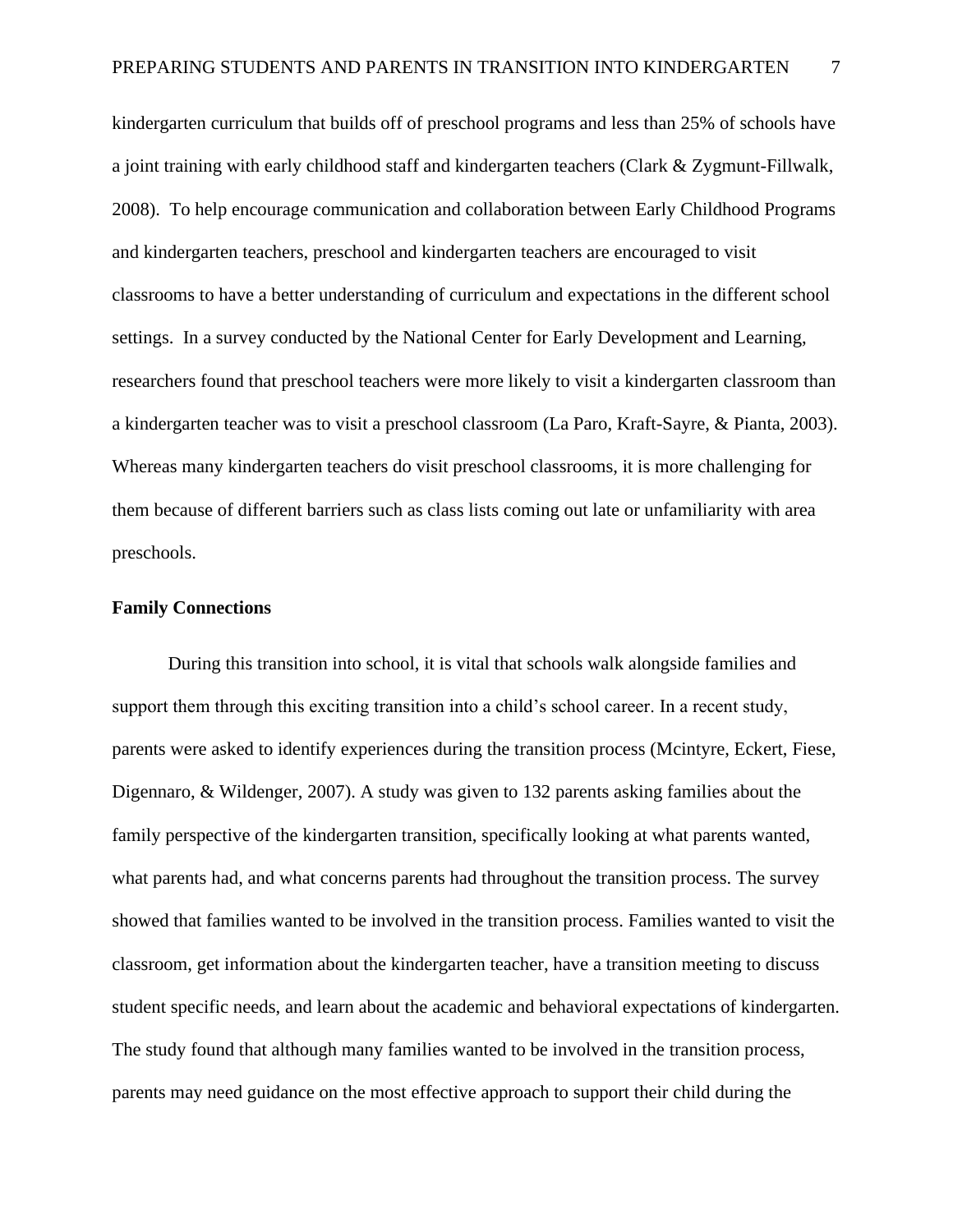kindergarten curriculum that builds off of preschool programs and less than 25% of schools have a joint training with early childhood staff and kindergarten teachers (Clark & Zygmunt-Fillwalk, 2008). To help encourage communication and collaboration between Early Childhood Programs and kindergarten teachers, preschool and kindergarten teachers are encouraged to visit classrooms to have a better understanding of curriculum and expectations in the different school settings. In a survey conducted by the National Center for Early Development and Learning, researchers found that preschool teachers were more likely to visit a kindergarten classroom than a kindergarten teacher was to visit a preschool classroom (La Paro, Kraft-Sayre, & Pianta, 2003). Whereas many kindergarten teachers do visit preschool classrooms, it is more challenging for them because of different barriers such as class lists coming out late or unfamiliarity with area preschools.

**Family Connections**

During this transition into school, it is vital that schools walk alongside families and support them through this exciting transition into a child's school career. In a recent study, parents were asked to identify experiences during the transition process (Mcintyre, Eckert, Fiese, Digennaro, & Wildenger, 2007). A study was given to 132 parents asking families about the family perspective of the kindergarten transition, specifically looking at what parents wanted, what parents had, and what concerns parents had throughout the transition process. The survey showed that families wanted to be involved in the transition process. Families wanted to visit the classroom, get information about the kindergarten teacher, have a transition meeting to discuss student specific needs, and learn about the academic and behavioral expectations of kindergarten. The study found that although many families wanted to be involved in the transition process, parents may need guidance on the most effective approach to support their child during the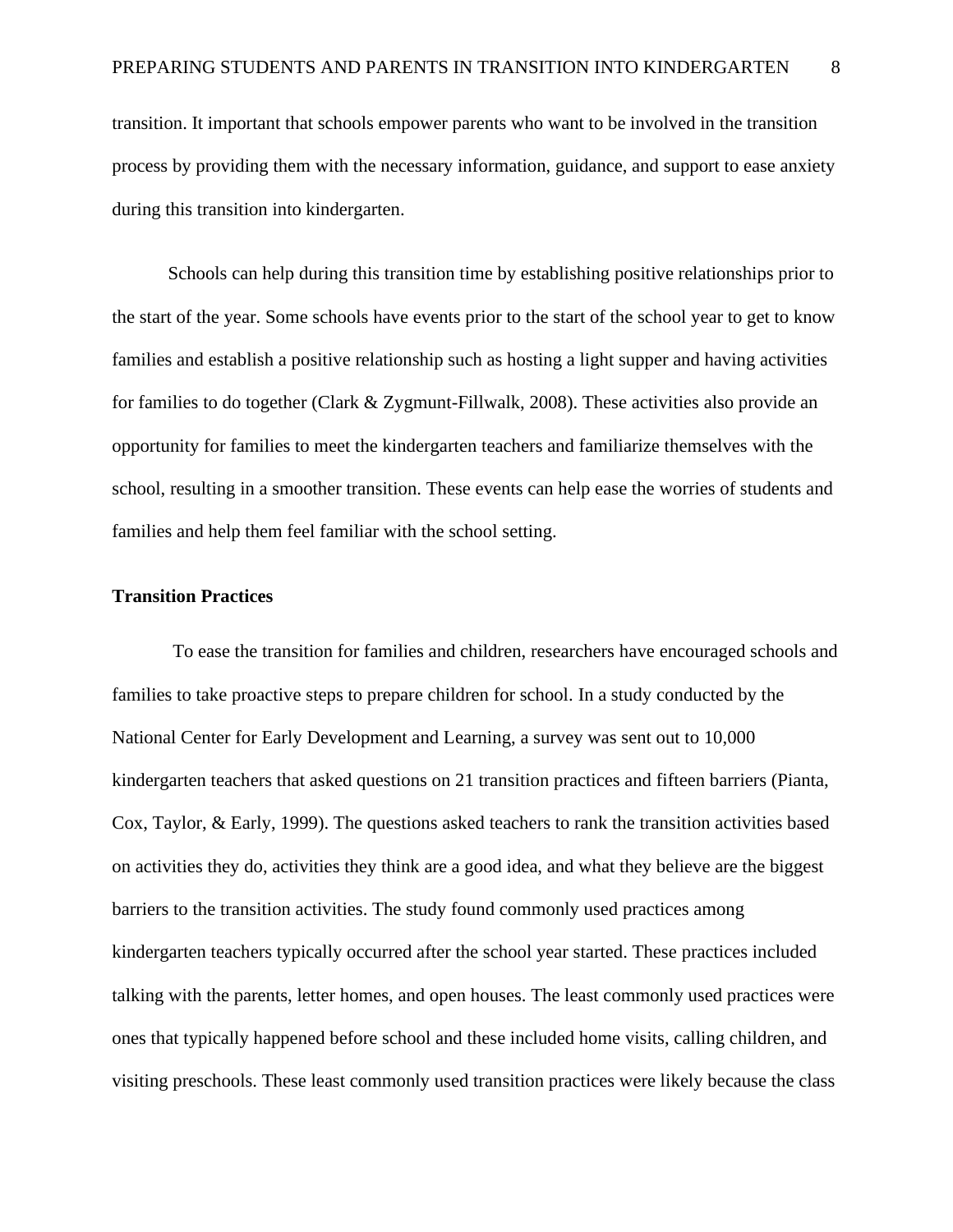transition. It important that schools empower parents who want to be involved in the transition process by providing them with the necessary information, guidance, and support to ease anxiety during this transition into kindergarten.

Schools can help during this transition time by establishing positive relationships prior to the start of the year. Some schools have events prior to the start of the school year to get to know families and establish a positive relationship such as hosting a light supper and having activities for families to do together (Clark & Zygmunt-Fillwalk, 2008). These activities also provide an opportunity for families to meet the kindergarten teachers and familiarize themselves with the school, resulting in a smoother transition. These events can help ease the worries of students and families and help them feel familiar with the school setting.

**Transition Practices**

To ease the transition for families and children, researchers have encouraged schools and families to take proactive steps to prepare children for school. In a study conducted by the National Center for Early Development and Learning, a survey was sent out to 10,000 kindergarten teachers that asked questions on 21 transition practices and fifteen barriers (Pianta, Cox, Taylor, & Early, 1999). The questions asked teachers to rank the transition activities based on activities they do, activities they think are a good idea, and what they believe are the biggest barriers to the transition activities. The study found commonly used practices among kindergarten teachers typically occurred after the school year started. These practices included talking with the parents, letter homes, and open houses. The least commonly used practices were ones that typically happened before school and these included home visits, calling children, and visiting preschools. These least commonly used transition practices were likely because the class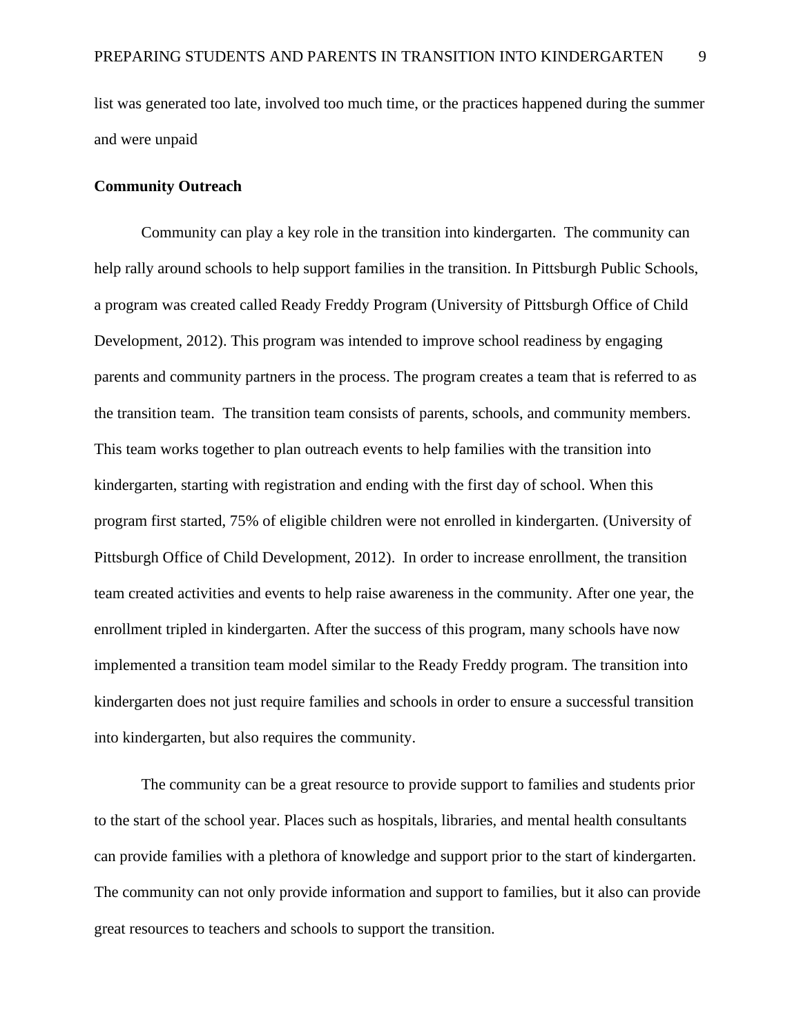list was generated too late, involved too much time, or the practices happened during the summer and were unpaid

**Community Outreach**

Community can play a key role in the transition into kindergarten.  The community can help rally around schools to help support families in the transition. In Pittsburgh Public Schools, a program was created called Ready Freddy Program (University of Pittsburgh Office of Child Development, 2012). This program was intended to improve school readiness by engaging parents and community partners in the process. The program creates a team that is referred to as the transition team.  The transition team consists of parents, schools, and community members. This team works together to plan outreach events to help families with the transition into kindergarten, starting with registration and ending with the first day of school. When this program first started, 75% of eligible children were not enrolled in kindergarten. (University of Pittsburgh Office of Child Development, 2012).  In order to increase enrollment, the transition team created activities and events to help raise awareness in the community. After one year, the enrollment tripled in kindergarten. After the success of this program, many schools have now implemented a transition team model similar to the Ready Freddy program. The transition into kindergarten does not just require families and schools in order to ensure a successful transition into kindergarten, but also requires the community.

The community can be a great resource to provide support to families and students prior to the start of the school year. Places such as hospitals, libraries, and mental health consultants can provide families with a plethora of knowledge and support prior to the start of kindergarten. The community can not only provide information and support to families, but it also can provide great resources to teachers and schools to support the transition.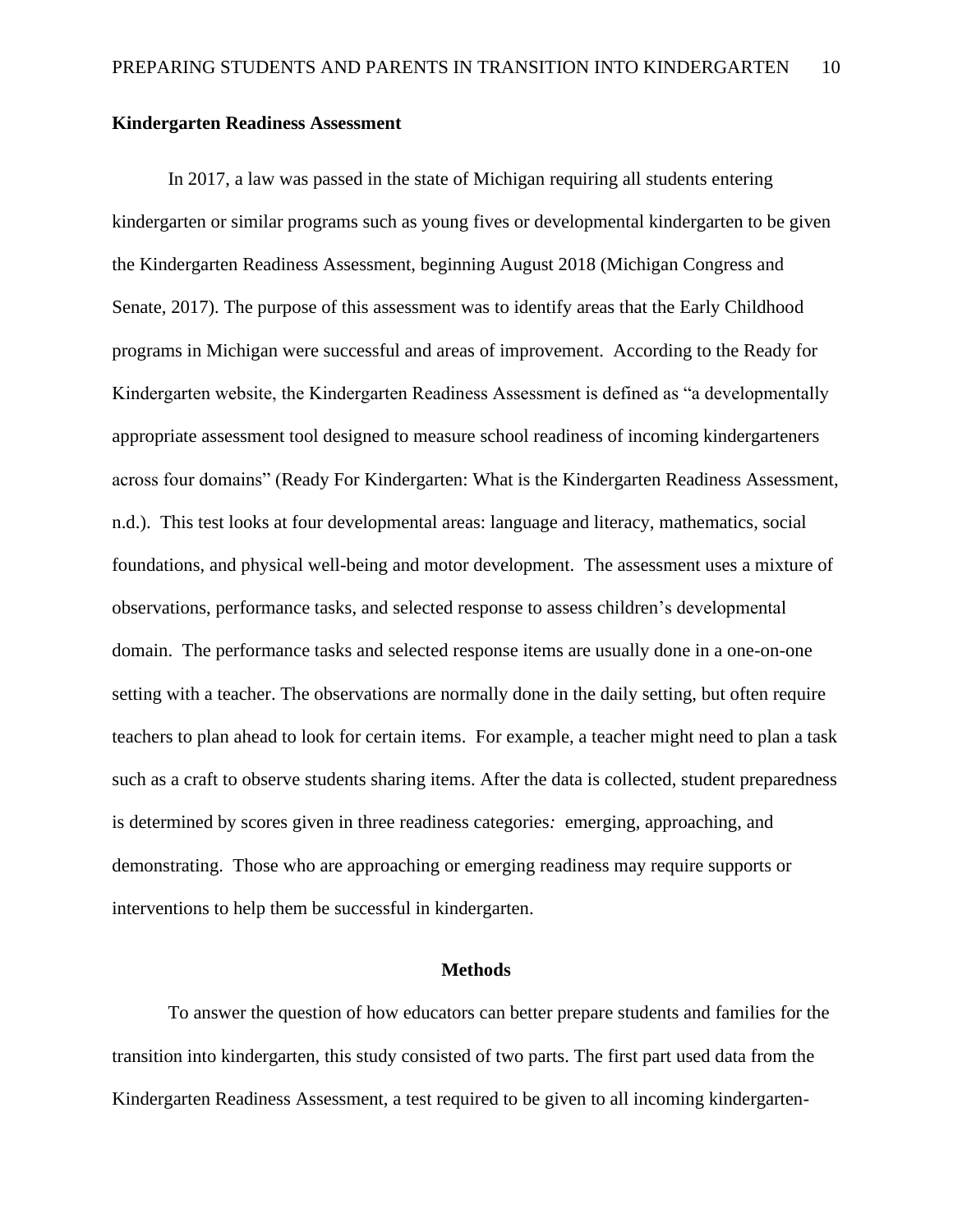**Kindergarten Readiness Assessment**

In 2017, a law was passed in the state of Michigan requiring all students entering kindergarten or similar programs such as young fives or developmental kindergarten to be given the Kindergarten Readiness Assessment, beginning August 2018 (Michigan Congress and Senate, 2017). The purpose of this assessment was to identify areas that the Early Childhood programs in Michigan were successful and areas of improvement. According to the Ready for Kindergarten website, the Kindergarten Readiness Assessment is defined as "a developmentally appropriate assessment tool designed to measure school readiness of incoming kindergarteners across four domains" (Ready For Kindergarten: What is the Kindergarten Readiness Assessment, n.d.). This test looks at four developmental areas: language and literacy, mathematics, social foundations, and physical well-being and motor development. The assessment uses a mixture of observations, performance tasks, and selected response to assess children's developmental domain. The performance tasks and selected response items are usually done in a one-on-one setting with a teacher. The observations are normally done in the daily setting, but often require teachers to plan ahead to look for certain items. For example, a teacher might need to plan a task such as a craft to observe students sharing items. After the data is collected, student preparedness is determined by scores given in three readiness categories*:* emerging, approaching, and demonstrating. Those who are approaching or emerging readiness may require supports or interventions to help them be successful in kindergarten.

## Methods

To answer the question of how educators can better prepare students and families for the transition into kindergarten, this study consisted of two parts. The first part used data from the Kindergarten Readiness Assessment, a test required to be given to all incoming kindergarten-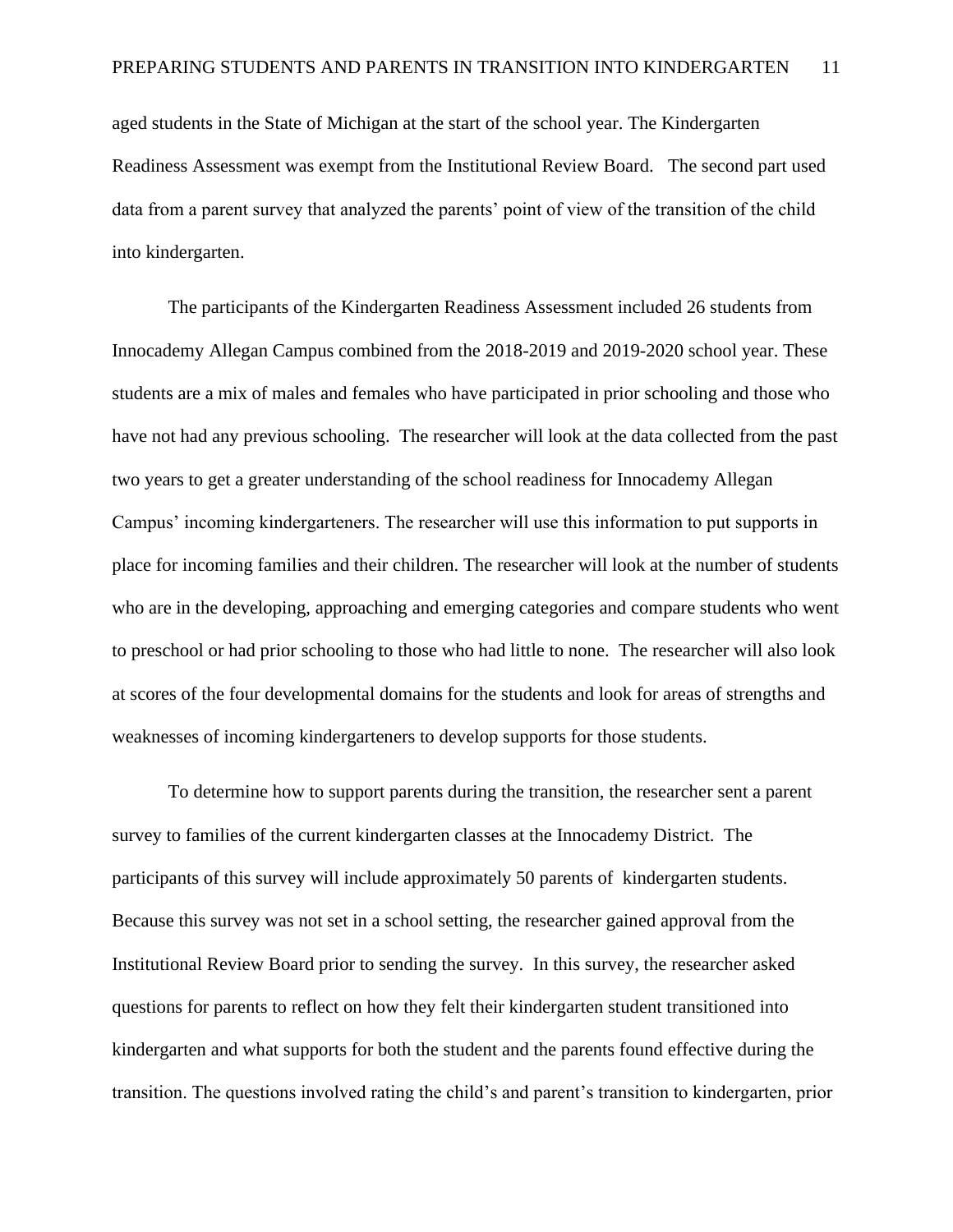aged students in the State of Michigan at the start of the school year. The Kindergarten Readiness Assessment was exempt from the Institutional Review Board. The second part used data from a parent survey that analyzed the parents' point of view of the transition of the child into kindergarten.

The participants of the Kindergarten Readiness Assessment included 26 students from Innocademy Allegan Campus combined from the 2018-2019 and 2019-2020 school year. These students are a mix of males and females who have participated in prior schooling and those who have not had any previous schooling. The researcher will look at the data collected from the past two years to get a greater understanding of the school readiness for Innocademy Allegan Campus' incoming kindergarteners. The researcher will use this information to put supports in place for incoming families and their children. The researcher will look at the number of students who are in the developing, approaching and emerging categories and compare students who went to preschool or had prior schooling to those who had little to none. The researcher will also look at scores of the four developmental domains for the students and look for areas of strengths and weaknesses of incoming kindergarteners to develop supports for those students.

To determine how to support parents during the transition, the researcher sent a parent survey to families of the current kindergarten classes at the Innocademy District. The participants of this survey will include approximately 50 parents of kindergarten students. Because this survey was not set in a school setting, the researcher gained approval from the Institutional Review Board prior to sending the survey. In this survey, the researcher asked questions for parents to reflect on how they felt their kindergarten student transitioned into kindergarten and what supports for both the student and the parents found effective during the transition. The questions involved rating the child's and parent's transition to kindergarten, prior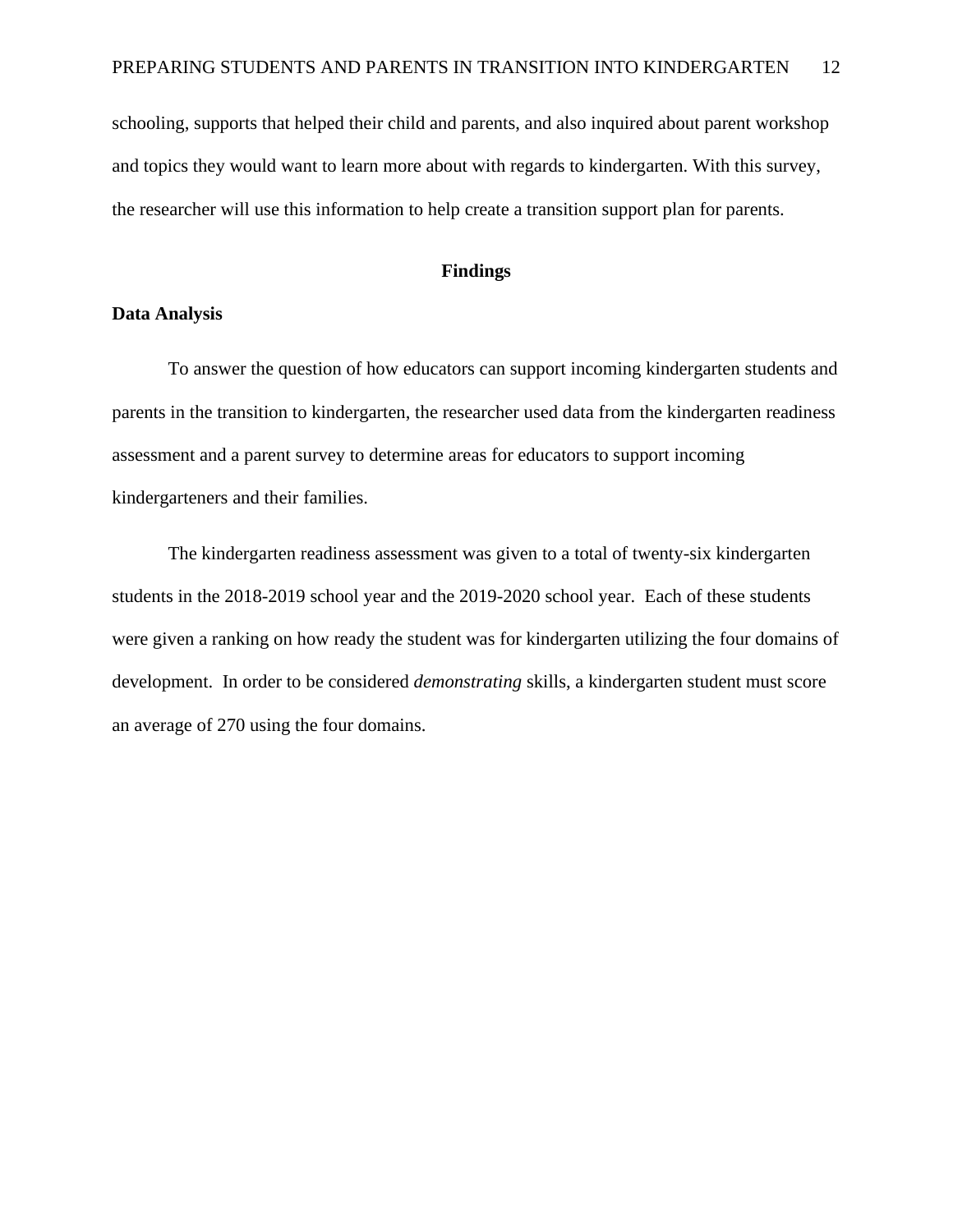schooling, supports that helped their child and parents, and also inquired about parent workshop and topics they would want to learn more about with regards to kindergarten. With this survey, the researcher will use this information to help create a transition support plan for parents.

## Findings

### Data Analysis

To answer the question of how educators can support incoming kindergarten students and parents in the transition to kindergarten, the researcher used data from the kindergarten readiness assessment and a parent survey to determine areas for educators to support incoming kindergarteners and their families.

The kindergarten readiness assessment was given to a total of twenty-six kindergarten students in the 2018-2019 school year and the 2019-2020 school year. Each of these students were given a ranking on how ready the student was for kindergarten utilizing the four domains of development. In order to be considered *demonstrating* skills, a kindergarten student must score an average of 270 using the four domains.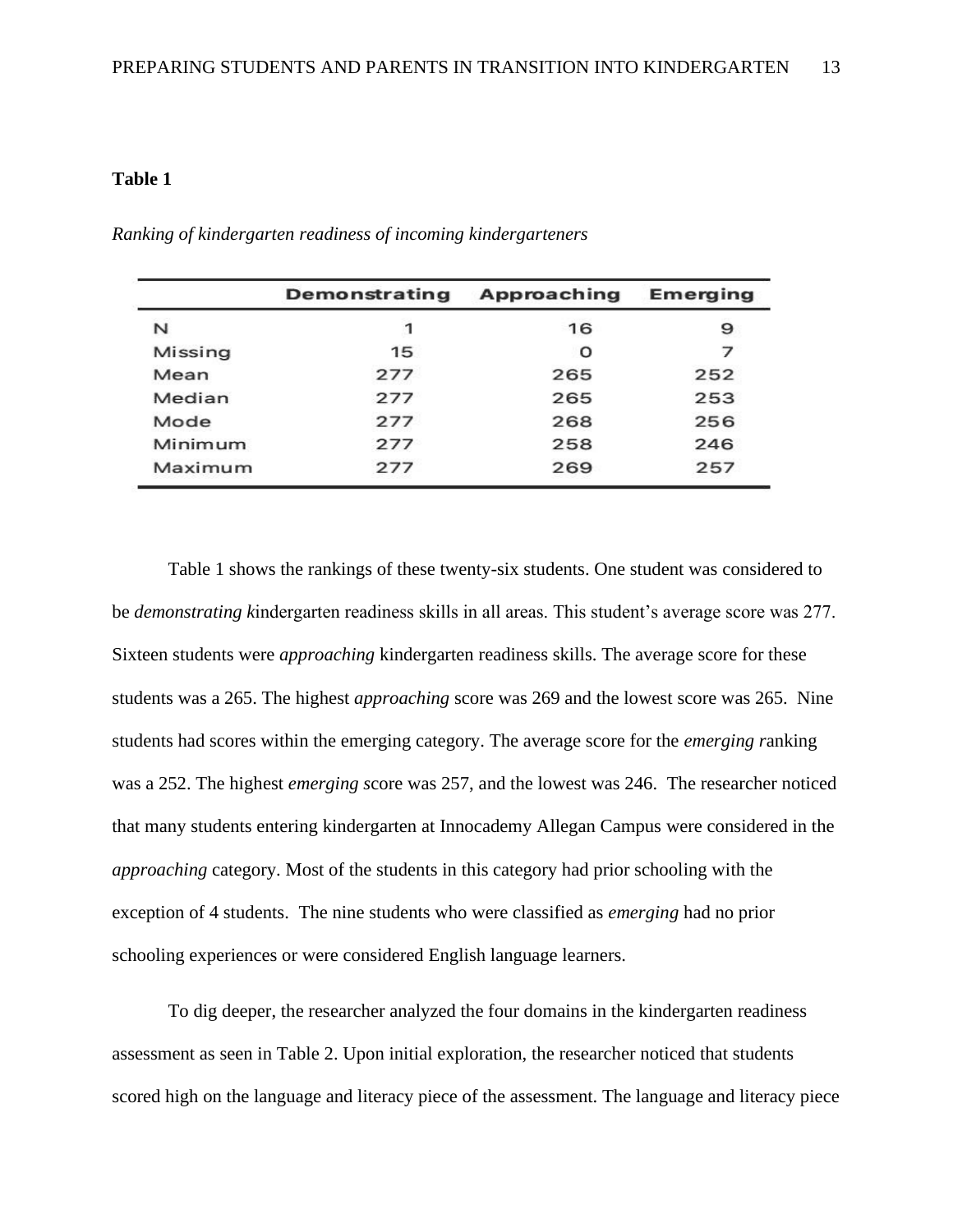**Table 1**

*Ranking of kindergarten readiness of incoming kindergarteners*

| | Demonstrating | Approaching | Emerging |
|---|---|---|---|
| N | 1 | 16 | 9 |
| Missing | 15 | 0 | 7 |
| Mean | 277 | 265 | 252 |
| Median | 277 | 265 | 253 |
| Mode | 277 | 268 | 256 |
| Minimum | 277 | 258 | 246 |
| Maximum | 277 | 269 | 257 |

Table 1 shows the rankings of these twenty-six students. One student was considered to be *demonstrating k*indergarten readiness skills in all areas. This student's average score was 277. Sixteen students were *approaching* kindergarten readiness skills. The average score for these students was a 265. The highest *approaching* score was 269 and the lowest score was 265. Nine students had scores within the emerging category. The average score for the *emerging r*anking was a 252. The highest *emerging s*core was 257, and the lowest was 246. The researcher noticed that many students entering kindergarten at Innocademy Allegan Campus were considered in the *approaching* category. Most of the students in this category had prior schooling with the exception of 4 students. The nine students who were classified as *emerging* had no prior schooling experiences or were considered English language learners.

To dig deeper, the researcher analyzed the four domains in the kindergarten readiness assessment as seen in Table 2. Upon initial exploration, the researcher noticed that students scored high on the language and literacy piece of the assessment. The language and literacy piece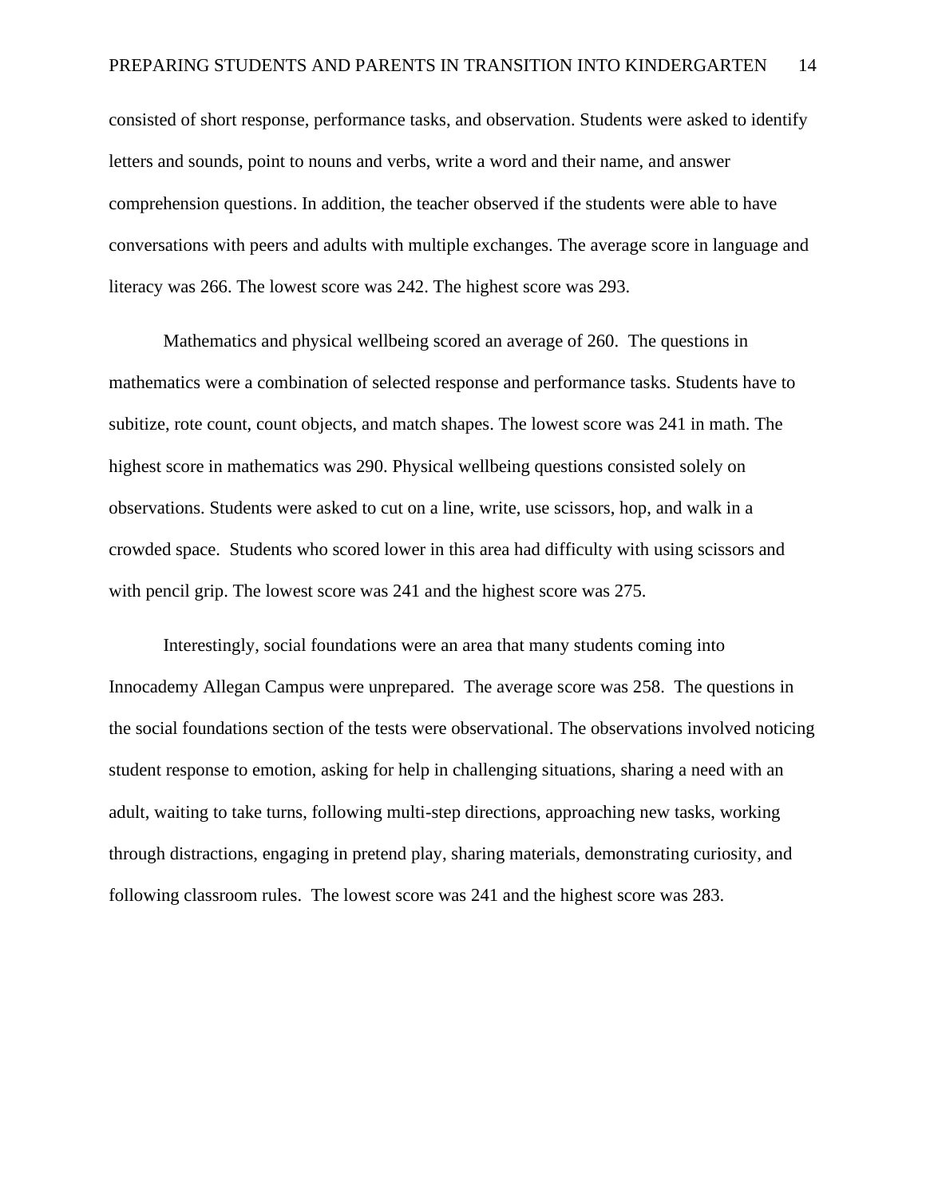consisted of short response, performance tasks, and observation. Students were asked to identify letters and sounds, point to nouns and verbs, write a word and their name, and answer comprehension questions. In addition, the teacher observed if the students were able to have conversations with peers and adults with multiple exchanges. The average score in language and literacy was 266. The lowest score was 242. The highest score was 293.

Mathematics and physical wellbeing scored an average of 260. The questions in mathematics were a combination of selected response and performance tasks. Students have to subitize, rote count, count objects, and match shapes. The lowest score was 241 in math. The highest score in mathematics was 290. Physical wellbeing questions consisted solely on observations. Students were asked to cut on a line, write, use scissors, hop, and walk in a crowded space. Students who scored lower in this area had difficulty with using scissors and with pencil grip. The lowest score was 241 and the highest score was 275.

Interestingly, social foundations were an area that many students coming into Innocademy Allegan Campus were unprepared. The average score was 258. The questions in the social foundations section of the tests were observational. The observations involved noticing student response to emotion, asking for help in challenging situations, sharing a need with an adult, waiting to take turns, following multi-step directions, approaching new tasks, working through distractions, engaging in pretend play, sharing materials, demonstrating curiosity, and following classroom rules. The lowest score was 241 and the highest score was 283.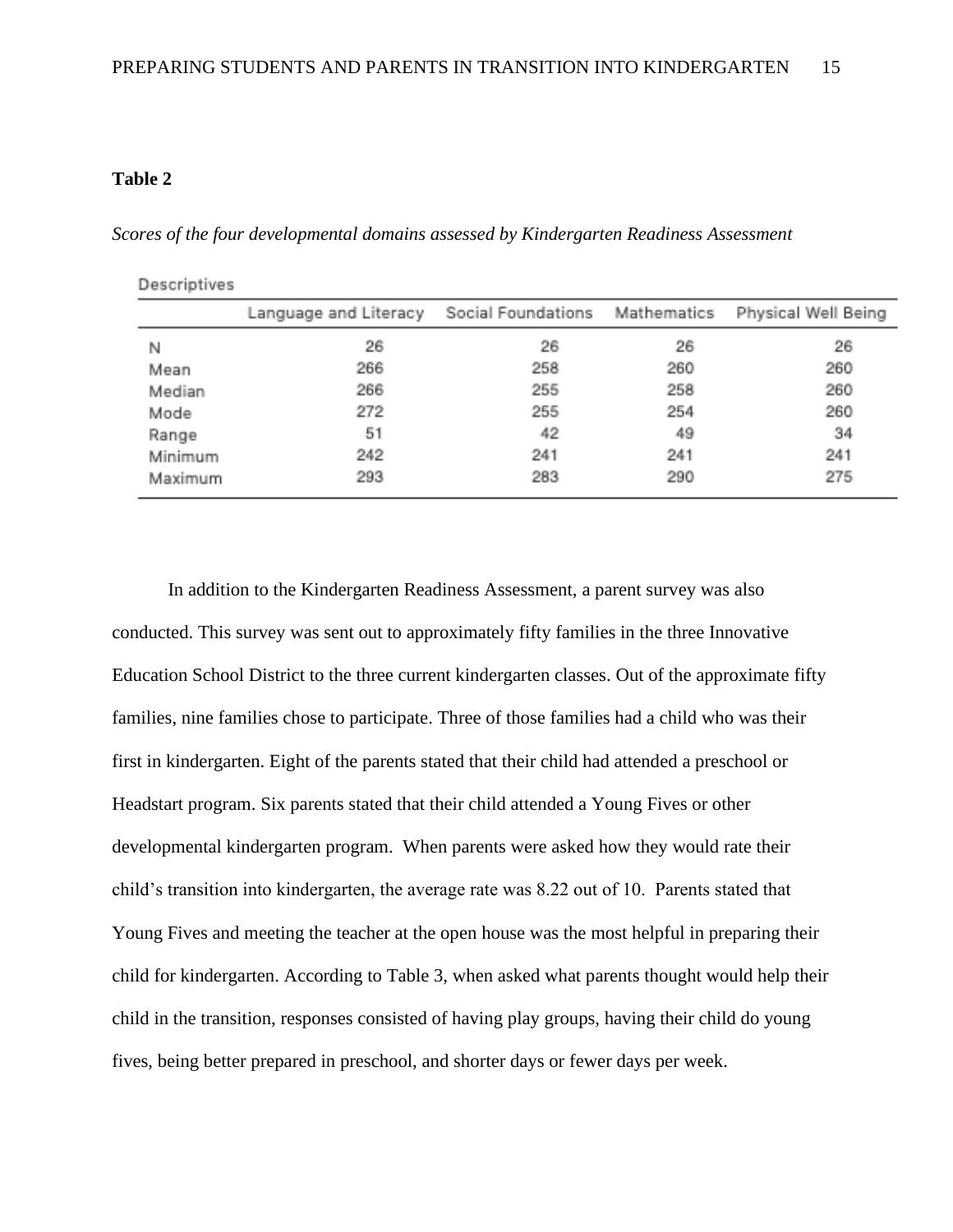**Table 2**

*Scores of the four developmental domains assessed by Kindergarten Readiness Assessment*

Descriptives

| | Language and Literacy | Social Foundations | Mathematics | Physical Well Being |
|---|---|---|---|---|
| N | 26 | 26 | 26 | 26 |
| Mean | 266 | 258 | 260 | 260 |
| Median | 266 | 255 | 258 | 260 |
| Mode | 272 | 255 | 254 | 260 |
| Range | 51 | 42 | 49 | 34 |
| Minimum | 242 | 241 | 241 | 241 |
| Maximum | 293 | 283 | 290 | 275 |

In addition to the Kindergarten Readiness Assessment, a parent survey was also conducted. This survey was sent out to approximately fifty families in the three Innovative Education School District to the three current kindergarten classes. Out of the approximate fifty families, nine families chose to participate. Three of those families had a child who was their first in kindergarten. Eight of the parents stated that their child had attended a preschool or Headstart program. Six parents stated that their child attended a Young Fives or other developmental kindergarten program. When parents were asked how they would rate their child's transition into kindergarten, the average rate was 8.22 out of 10. Parents stated that Young Fives and meeting the teacher at the open house was the most helpful in preparing their child for kindergarten. According to Table 3, when asked what parents thought would help their child in the transition, responses consisted of having play groups, having their child do young fives, being better prepared in preschool, and shorter days or fewer days per week.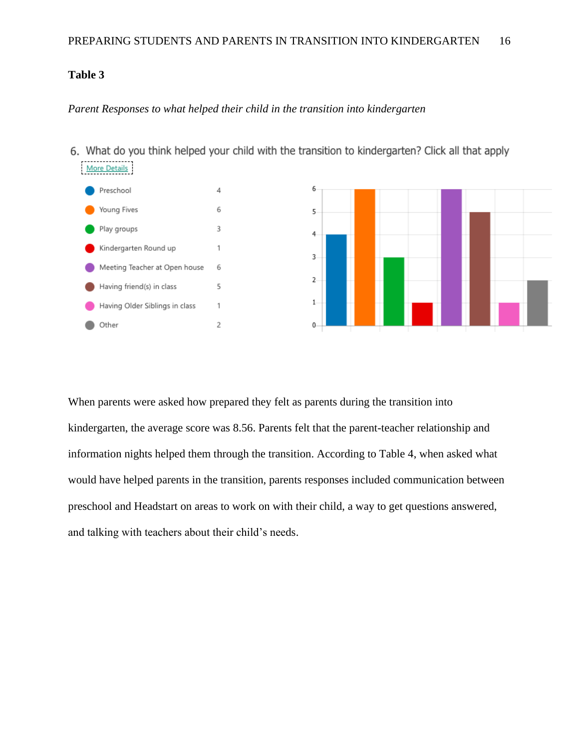**Table 3**

*Parent Responses to what helped their child in the transition into kindergarten*

6. What do you think helped your child with the transition to kindergarten? Click all that apply

More Details

| Response | Count |
| --- | --- |
| Preschool | 4 |
| Young Fives | 6 |
| Play groups | 3 |
| Kindergarten Round up | 1 |
| Meeting Teacher at Open house | 6 |
| Having friend(s) in class | 5 |
| Having Older Siblings in class | 1 |
| Other | 2 |

When parents were asked how prepared they felt as parents during the transition into kindergarten, the average score was 8.56. Parents felt that the parent-teacher relationship and information nights helped them through the transition. According to Table 4, when asked what would have helped parents in the transition, parents responses included communication between preschool and Headstart on areas to work on with their child, a way to get questions answered, and talking with teachers about their child's needs.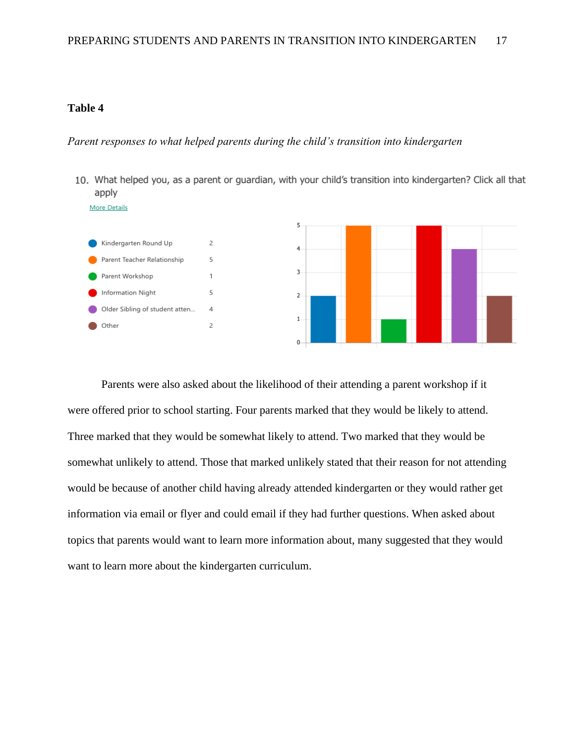**Table 4**

*Parent responses to what helped parents during the child's transition into kindergarten*

10. What helped you, as a parent or guardian, with your child's transition into kindergarten? Click all that apply

More Details

| Response | Count |
|---|---|
| Kindergarten Round Up | 2 |
| Parent Teacher Relationship | 5 |
| Parent Workshop | 1 |
| Information Night | 5 |
| Older Sibling of student atten... | 4 |
| Other | 2 |

Parents were also asked about the likelihood of their attending a parent workshop if it were offered prior to school starting. Four parents marked that they would be likely to attend. Three marked that they would be somewhat likely to attend. Two marked that they would be somewhat unlikely to attend. Those that marked unlikely stated that their reason for not attending would be because of another child having already attended kindergarten or they would rather get information via email or flyer and could email if they had further questions. When asked about topics that parents would want to learn more information about, many suggested that they would want to learn more about the kindergarten curriculum.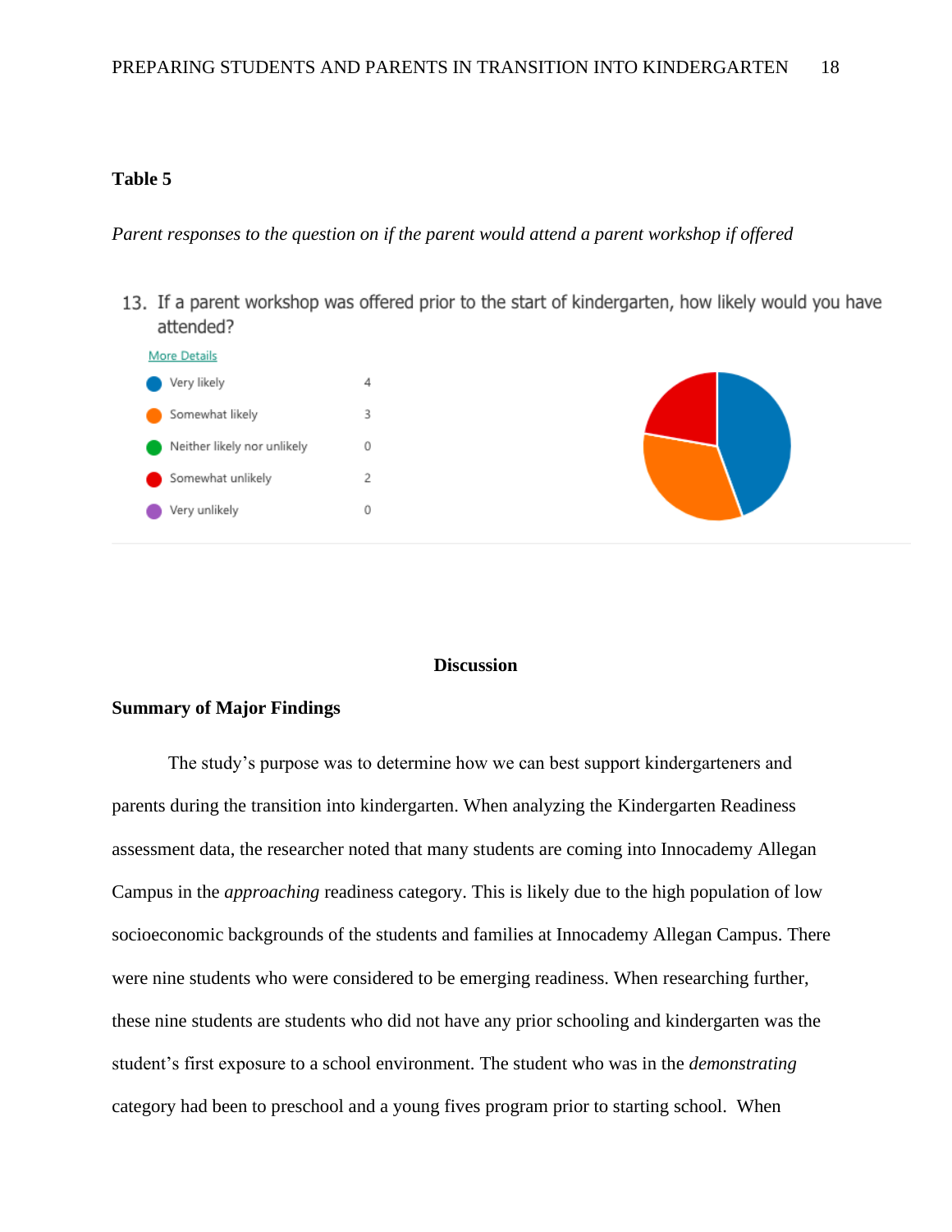**Table 5**

*Parent responses to the question on if the parent would attend a parent workshop if offered*

13. If a parent workshop was offered prior to the start of kindergarten, how likely would you have attended?

More Details

| Response | Count |
|---|---|
| Very likely | 4 |
| Somewhat likely | 3 |
| Neither likely nor unlikely | 0 |
| Somewhat unlikely | 2 |
| Very unlikely | 0 |

## Discussion

### Summary of Major Findings

The study's purpose was to determine how we can best support kindergarteners and parents during the transition into kindergarten. When analyzing the Kindergarten Readiness assessment data, the researcher noted that many students are coming into Innocademy Allegan Campus in the *approaching* readiness category. This is likely due to the high population of low socioeconomic backgrounds of the students and families at Innocademy Allegan Campus. There were nine students who were considered to be emerging readiness. When researching further, these nine students are students who did not have any prior schooling and kindergarten was the student's first exposure to a school environment. The student who was in the *demonstrating* category had been to preschool and a young fives program prior to starting school. When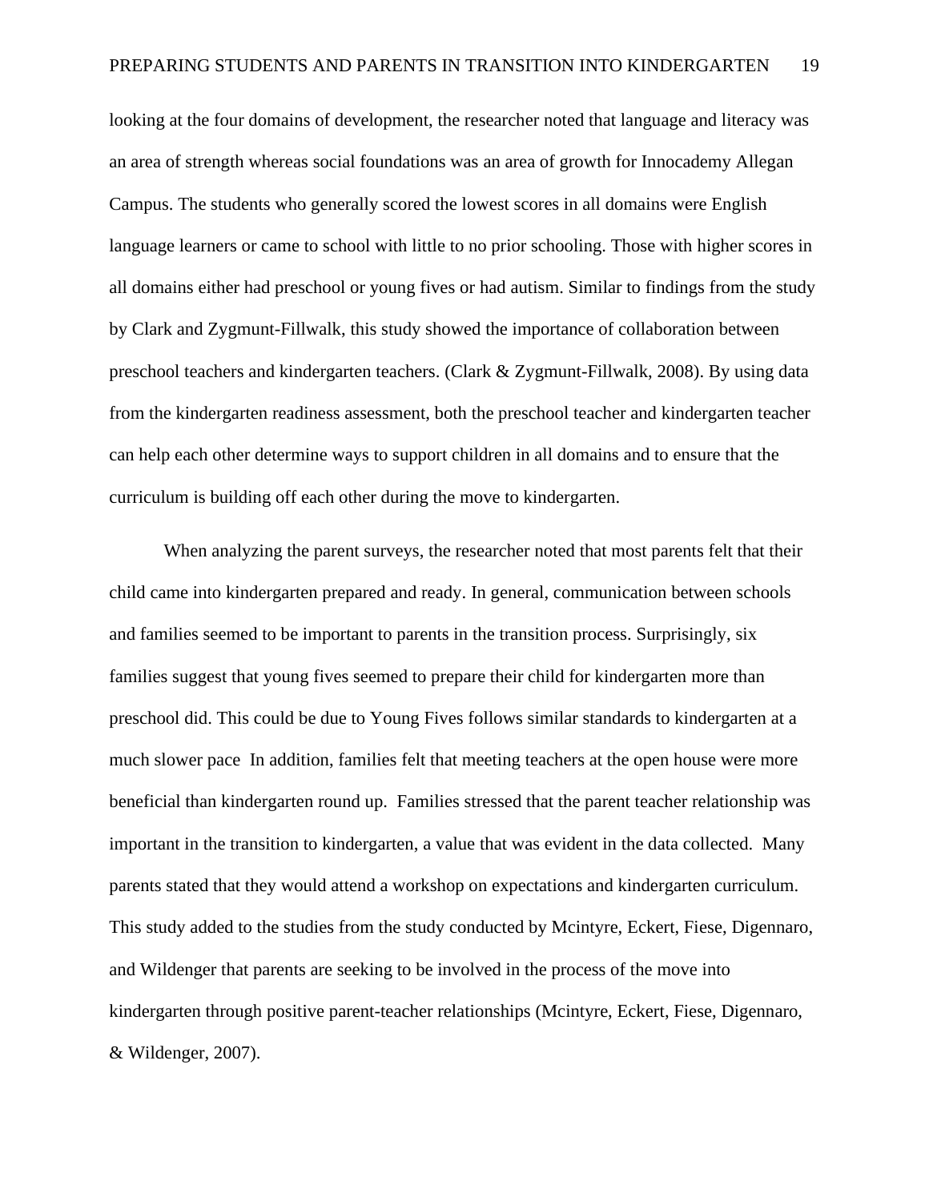looking at the four domains of development, the researcher noted that language and literacy was an area of strength whereas social foundations was an area of growth for Innocademy Allegan Campus. The students who generally scored the lowest scores in all domains were English language learners or came to school with little to no prior schooling. Those with higher scores in all domains either had preschool or young fives or had autism. Similar to findings from the study by Clark and Zygmunt-Fillwalk, this study showed the importance of collaboration between preschool teachers and kindergarten teachers. (Clark & Zygmunt-Fillwalk, 2008). By using data from the kindergarten readiness assessment, both the preschool teacher and kindergarten teacher can help each other determine ways to support children in all domains and to ensure that the curriculum is building off each other during the move to kindergarten.

When analyzing the parent surveys, the researcher noted that most parents felt that their child came into kindergarten prepared and ready. In general, communication between schools and families seemed to be important to parents in the transition process. Surprisingly, six families suggest that young fives seemed to prepare their child for kindergarten more than preschool did. This could be due to Young Fives follows similar standards to kindergarten at a much slower pace  In addition, families felt that meeting teachers at the open house were more beneficial than kindergarten round up.  Families stressed that the parent teacher relationship was important in the transition to kindergarten, a value that was evident in the data collected.  Many parents stated that they would attend a workshop on expectations and kindergarten curriculum. This study added to the studies from the study conducted by Mcintyre, Eckert, Fiese, Digennaro, and Wildenger that parents are seeking to be involved in the process of the move into kindergarten through positive parent-teacher relationships (Mcintyre, Eckert, Fiese, Digennaro, & Wildenger, 2007).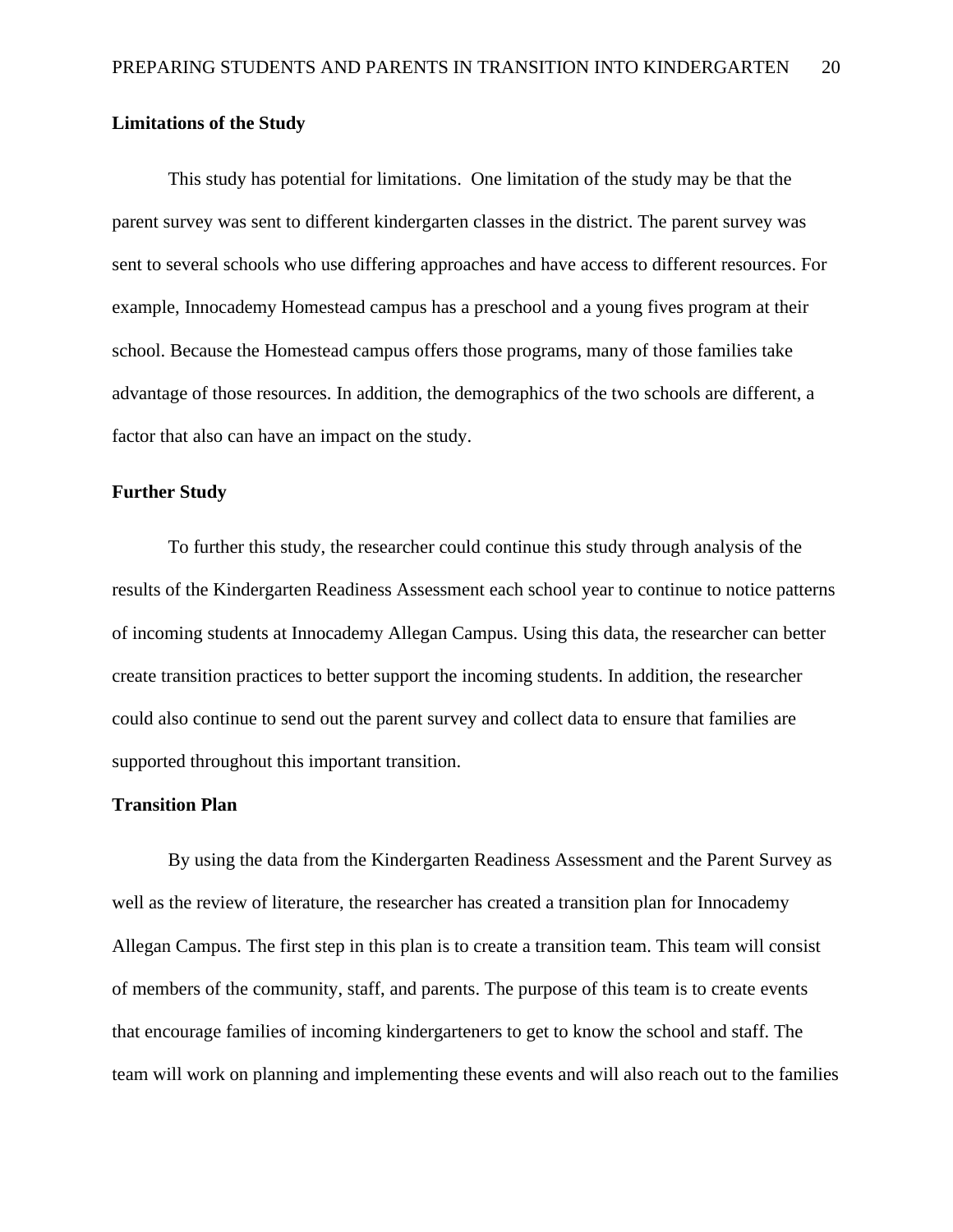### Limitations of the Study

This study has potential for limitations. One limitation of the study may be that the parent survey was sent to different kindergarten classes in the district. The parent survey was sent to several schools who use differing approaches and have access to different resources. For example, Innocademy Homestead campus has a preschool and a young fives program at their school. Because the Homestead campus offers those programs, many of those families take advantage of those resources. In addition, the demographics of the two schools are different, a factor that also can have an impact on the study.

### Further Study

To further this study, the researcher could continue this study through analysis of the results of the Kindergarten Readiness Assessment each school year to continue to notice patterns of incoming students at Innocademy Allegan Campus. Using this data, the researcher can better create transition practices to better support the incoming students. In addition, the researcher could also continue to send out the parent survey and collect data to ensure that families are supported throughout this important transition.

### Transition Plan

By using the data from the Kindergarten Readiness Assessment and the Parent Survey as well as the review of literature, the researcher has created a transition plan for Innocademy Allegan Campus. The first step in this plan is to create a transition team. This team will consist of members of the community, staff, and parents. The purpose of this team is to create events that encourage families of incoming kindergarteners to get to know the school and staff. The team will work on planning and implementing these events and will also reach out to the families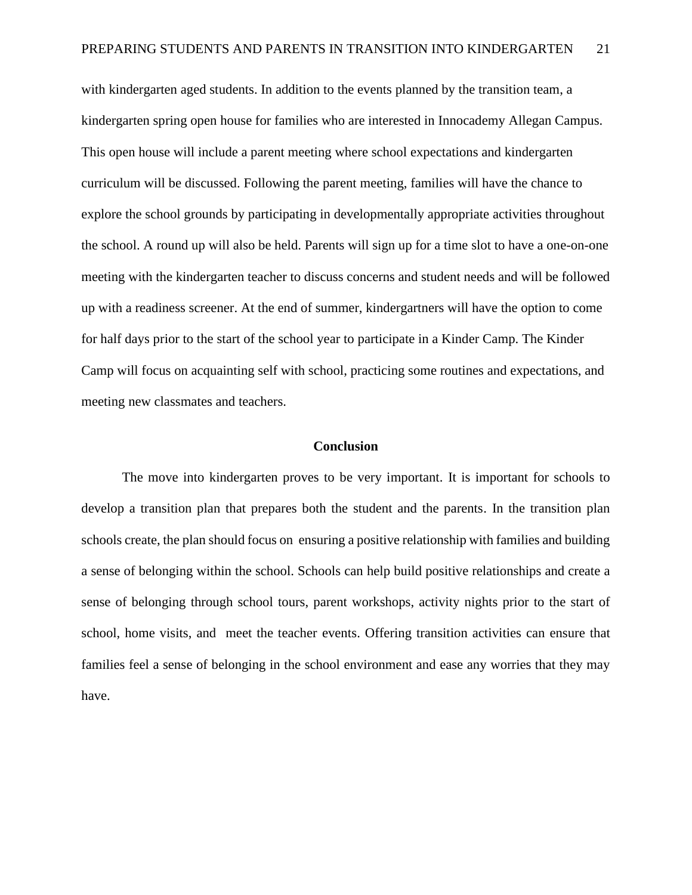with kindergarten aged students. In addition to the events planned by the transition team, a kindergarten spring open house for families who are interested in Innocademy Allegan Campus. This open house will include a parent meeting where school expectations and kindergarten curriculum will be discussed. Following the parent meeting, families will have the chance to explore the school grounds by participating in developmentally appropriate activities throughout the school. A round up will also be held. Parents will sign up for a time slot to have a one-on-one meeting with the kindergarten teacher to discuss concerns and student needs and will be followed up with a readiness screener. At the end of summer, kindergartners will have the option to come for half days prior to the start of the school year to participate in a Kinder Camp. The Kinder Camp will focus on acquainting self with school, practicing some routines and expectations, and meeting new classmates and teachers.

## Conclusion

The move into kindergarten proves to be very important. It is important for schools to develop a transition plan that prepares both the student and the parents. In the transition plan schools create, the plan should focus on ensuring a positive relationship with families and building a sense of belonging within the school. Schools can help build positive relationships and create a sense of belonging through school tours, parent workshops, activity nights prior to the start of school, home visits, and meet the teacher events. Offering transition activities can ensure that families feel a sense of belonging in the school environment and ease any worries that they may have.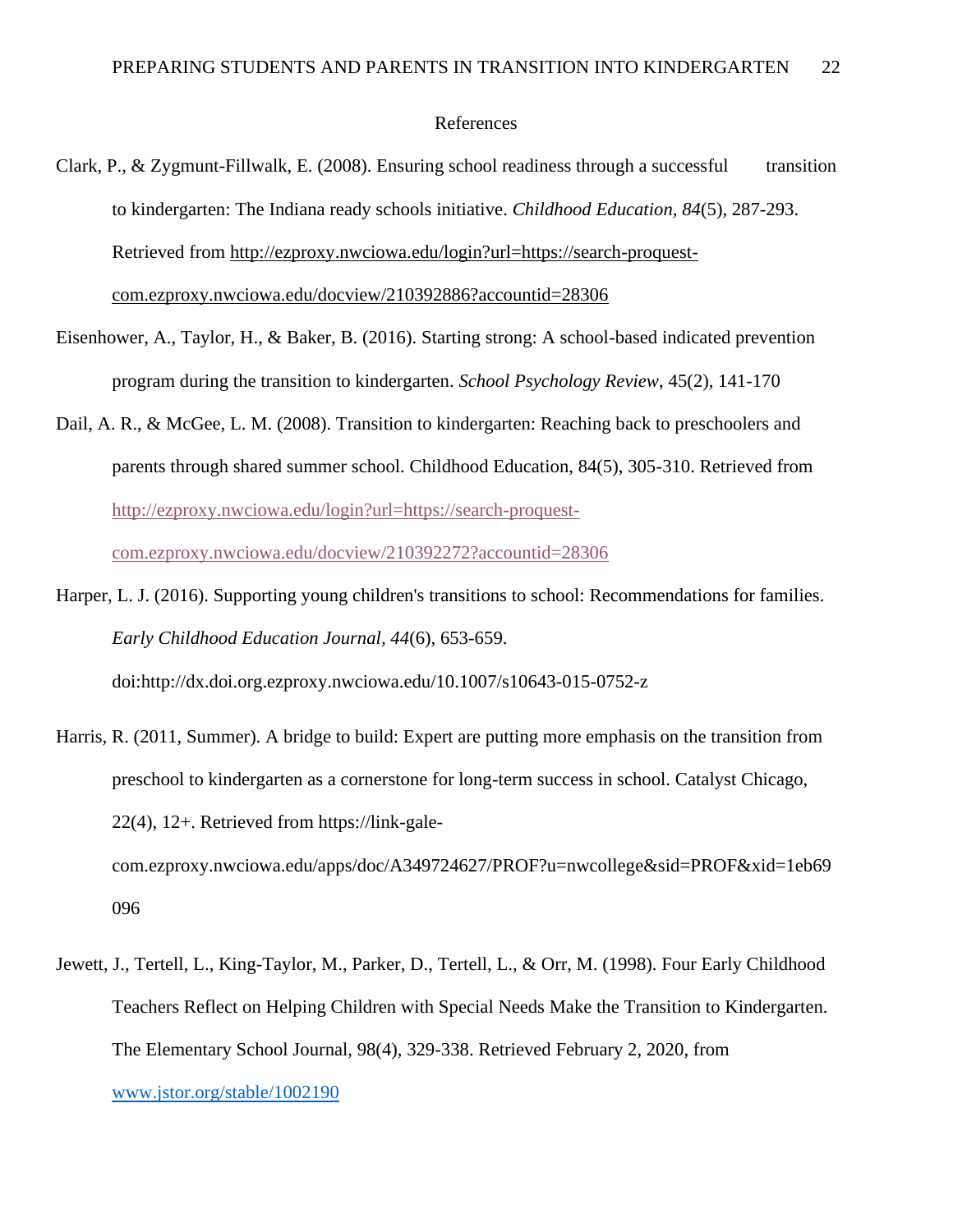# References

Clark, P., & Zygmunt-Fillwalk, E. (2008). Ensuring school readiness through a successful transition to kindergarten: The Indiana ready schools initiative. *Childhood Education, 84*(5), 287-293. Retrieved from http://ezproxy.nwciowa.edu/login?url=https://search-proquest-com.ezproxy.nwciowa.edu/docview/210392886?accountid=28306

Eisenhower, A., Taylor, H., & Baker, B. (2016). Starting strong: A school-based indicated prevention program during the transition to kindergarten. *School Psychology Review*, 45(2), 141-170

Dail, A. R., & McGee, L. M. (2008). Transition to kindergarten: Reaching back to preschoolers and parents through shared summer school. Childhood Education, 84(5), 305-310. Retrieved from http://ezproxy.nwciowa.edu/login?url=https://search-proquest-com.ezproxy.nwciowa.edu/docview/210392272?accountid=28306

Harper, L. J. (2016). Supporting young children's transitions to school: Recommendations for families. *Early Childhood Education Journal, 44*(6), 653-659. doi:http://dx.doi.org.ezproxy.nwciowa.edu/10.1007/s10643-015-0752-z

Harris, R. (2011, Summer). A bridge to build: Expert are putting more emphasis on the transition from preschool to kindergarten as a cornerstone for long-term success in school. Catalyst Chicago, 22(4), 12+. Retrieved from https://link-gale-com.ezproxy.nwciowa.edu/apps/doc/A349724627/PROF?u=nwcollege&sid=PROF&xid=1eb69096

Jewett, J., Tertell, L., King-Taylor, M., Parker, D., Tertell, L., & Orr, M. (1998). Four Early Childhood Teachers Reflect on Helping Children with Special Needs Make the Transition to Kindergarten. The Elementary School Journal, 98(4), 329-338. Retrieved February 2, 2020, from www.jstor.org/stable/1002190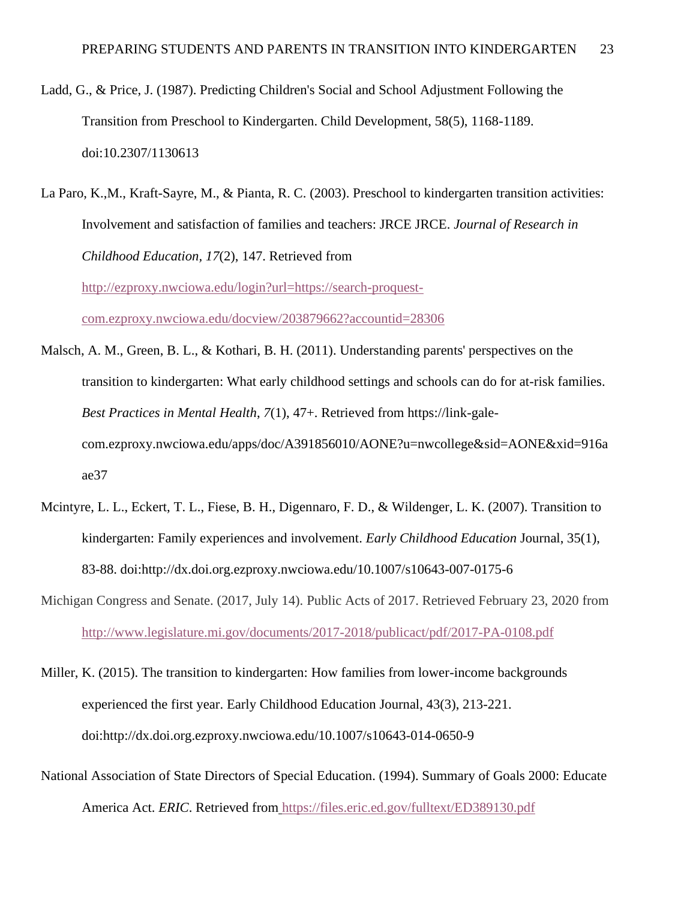Ladd, G., & Price, J. (1987). Predicting Children's Social and School Adjustment Following the Transition from Preschool to Kindergarten. Child Development, 58(5), 1168-1189. doi:10.2307/1130613

La Paro, K.,M., Kraft-Sayre, M., & Pianta, R. C. (2003). Preschool to kindergarten transition activities: Involvement and satisfaction of families and teachers: JRCE JRCE. *Journal of Research in Childhood Education*, *17*(2), 147. Retrieved from http://ezproxy.nwciowa.edu/login?url=https://search-proquest-com.ezproxy.nwciowa.edu/docview/203879662?accountid=28306

Malsch, A. M., Green, B. L., & Kothari, B. H. (2011). Understanding parents' perspectives on the transition to kindergarten: What early childhood settings and schools can do for at-risk families. *Best Practices in Mental Health*, *7*(1), 47+. Retrieved from https://link-gale-com.ezproxy.nwciowa.edu/apps/doc/A391856010/AONE?u=nwcollege&sid=AONE&xid=916aae37

Mcintyre, L. L., Eckert, T. L., Fiese, B. H., Digennaro, F. D., & Wildenger, L. K. (2007). Transition to kindergarten: Family experiences and involvement. *Early Childhood Education* Journal, 35(1), 83-88. doi:http://dx.doi.org.ezproxy.nwciowa.edu/10.1007/s10643-007-0175-6

Michigan Congress and Senate. (2017, July 14). Public Acts of 2017. Retrieved February 23, 2020 from http://www.legislature.mi.gov/documents/2017-2018/publicact/pdf/2017-PA-0108.pdf

Miller, K. (2015). The transition to kindergarten: How families from lower-income backgrounds experienced the first year. Early Childhood Education Journal, 43(3), 213-221. doi:http://dx.doi.org.ezproxy.nwciowa.edu/10.1007/s10643-014-0650-9

National Association of State Directors of Special Education. (1994). Summary of Goals 2000: Educate America Act. *ERIC*. Retrieved from https://files.eric.ed.gov/fulltext/ED389130.pdf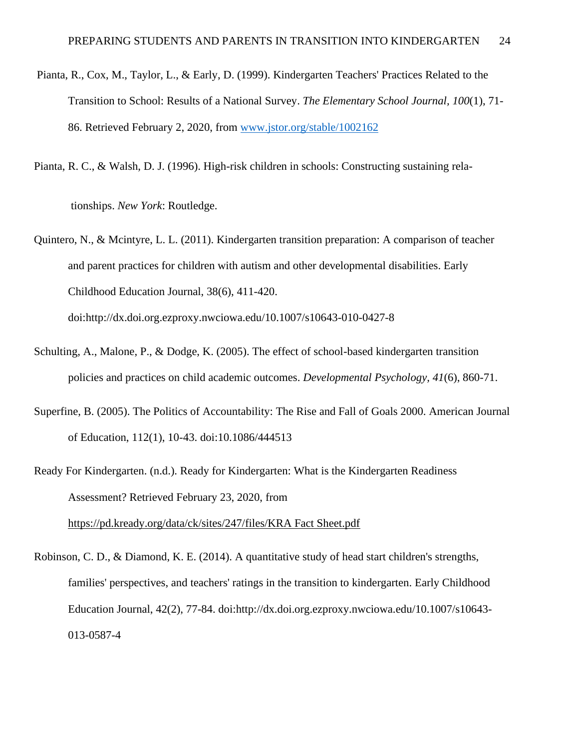Pianta, R., Cox, M., Taylor, L., & Early, D. (1999). Kindergarten Teachers' Practices Related to the Transition to School: Results of a National Survey. *The Elementary School Journal, 100*(1), 71-86. Retrieved February 2, 2020, from [www.jstor.org/stable/1002162](www.jstor.org/stable/1002162)

Pianta, R. C., & Walsh, D. J. (1996). High-risk children in schools: Constructing sustaining rela-

tionships. *New York*: Routledge.

Quintero, N., & Mcintyre, L. L. (2011). Kindergarten transition preparation: A comparison of teacher and parent practices for children with autism and other developmental disabilities. Early Childhood Education Journal, 38(6), 411-420. doi:http://dx.doi.org.ezproxy.nwciowa.edu/10.1007/s10643-010-0427-8

Schulting, A., Malone, P., & Dodge, K. (2005). The effect of school-based kindergarten transition policies and practices on child academic outcomes. *Developmental Psychology, 41*(6), 860-71.

Superfine, B. (2005). The Politics of Accountability: The Rise and Fall of Goals 2000. American Journal of Education, 112(1), 10-43. doi:10.1086/444513

Ready For Kindergarten. (n.d.). Ready for Kindergarten: What is the Kindergarten Readiness Assessment? Retrieved February 23, 2020, from https://pd.kready.org/data/ck/sites/247/files/KRA Fact Sheet.pdf

Robinson, C. D., & Diamond, K. E. (2014). A quantitative study of head start children's strengths, families' perspectives, and teachers' ratings in the transition to kindergarten. Early Childhood Education Journal, 42(2), 77-84. doi:http://dx.doi.org.ezproxy.nwciowa.edu/10.1007/s10643-013-0587-4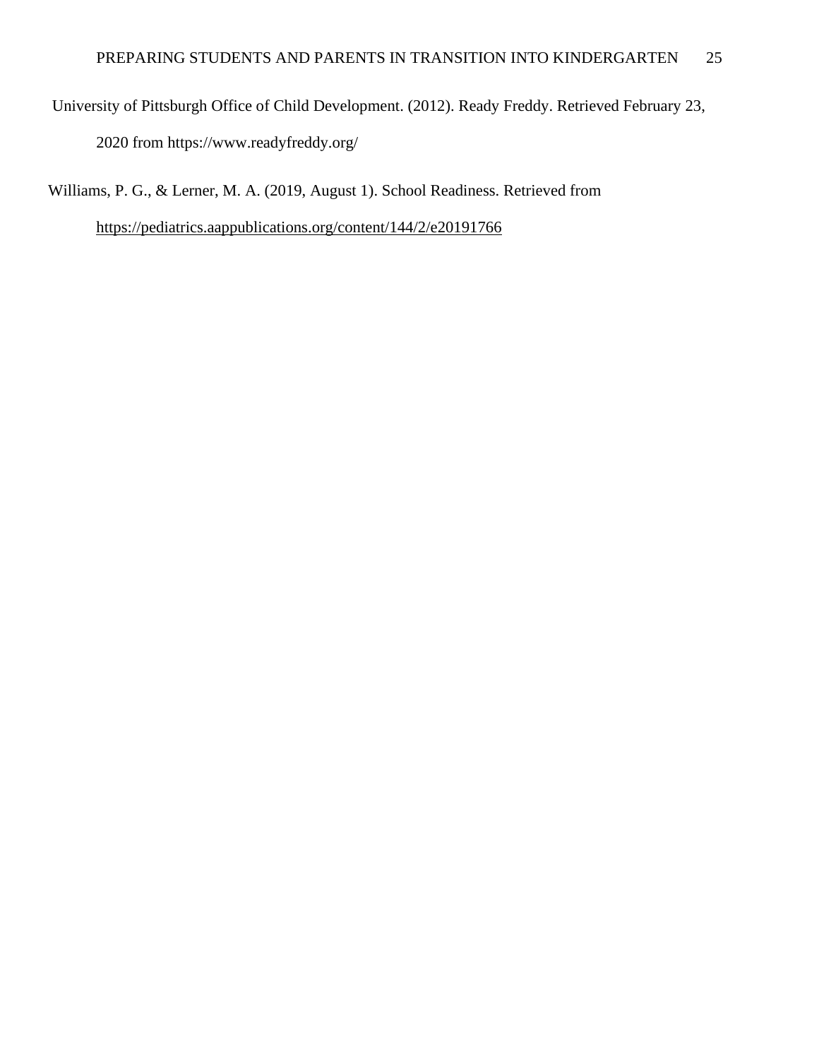University of Pittsburgh Office of Child Development. (2012). Ready Freddy. Retrieved February 23, 2020 from https://www.readyfreddy.org/

Williams, P. G., & Lerner, M. A. (2019, August 1). School Readiness. Retrieved from https://pediatrics.aappublications.org/content/144/2/e20191766